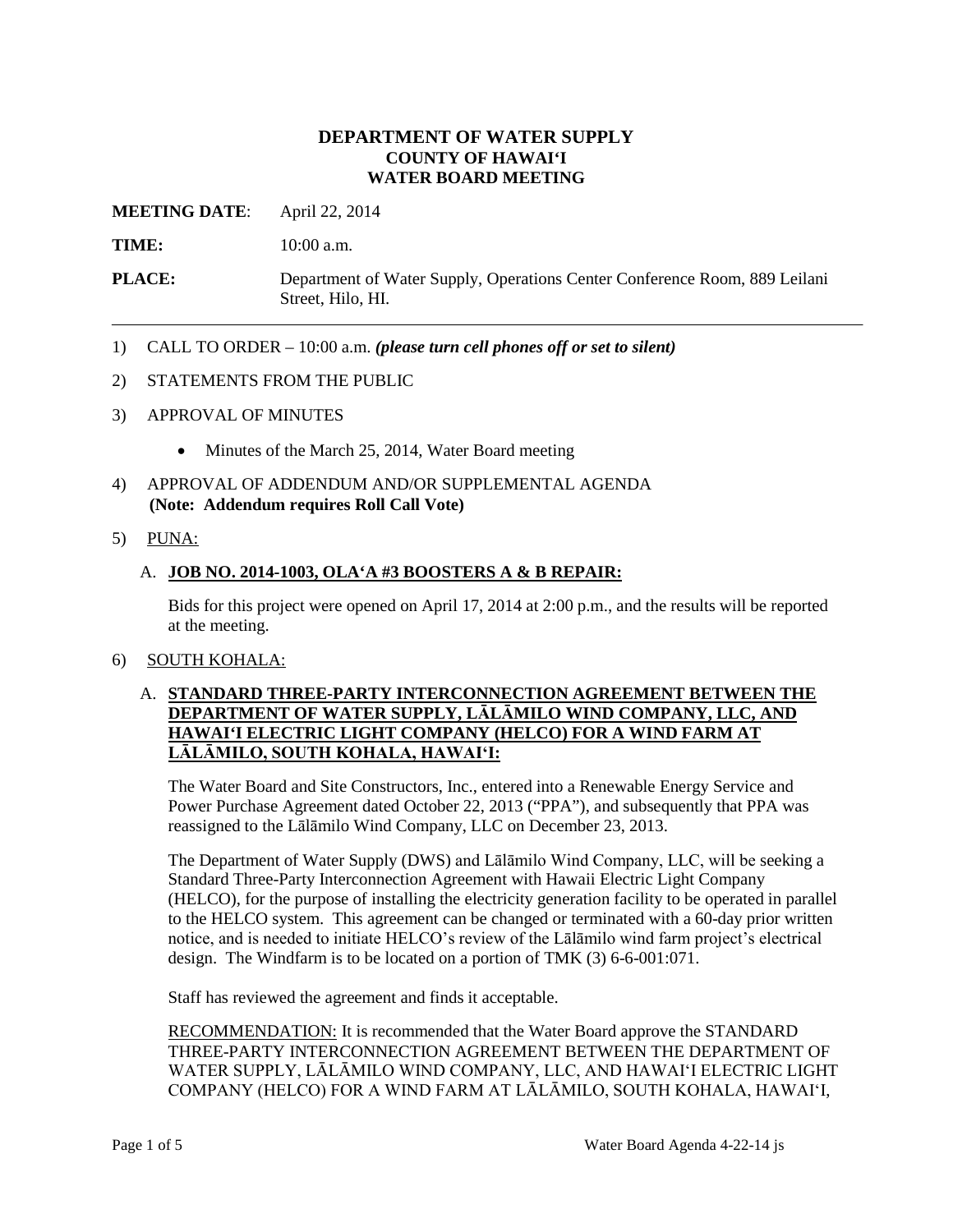# DEPARTMENT OF WATER SUPPLY
## COUNTY OF HAWAIʻI
## WATER BOARD MEETING

**MEETING DATE**: April 22, 2014

**TIME:** 10:00 a.m.

**PLACE:** Department of Water Supply, Operations Center Conference Room, 889 Leilani Street, Hilo, HI.

---

1) CALL TO ORDER – 10:00 a.m. ***(please turn cell phones off or set to silent)***

2) STATEMENTS FROM THE PUBLIC

3) APPROVAL OF MINUTES

   - Minutes of the March 25, 2014, Water Board meeting

4) APPROVAL OF ADDENDUM AND/OR SUPPLEMENTAL AGENDA
   **(Note: Addendum requires Roll Call Vote)**

5) PUNA:

   A. **JOB NO. 2014-1003, OLAʻA #3 BOOSTERS A & B REPAIR:**

   Bids for this project were opened on April 17, 2014 at 2:00 p.m., and the results will be reported at the meeting.

6) SOUTH KOHALA:

   A. **STANDARD THREE-PARTY INTERCONNECTION AGREEMENT BETWEEN THE DEPARTMENT OF WATER SUPPLY, LĀLĀMILO WIND COMPANY, LLC, AND HAWAIʻI ELECTRIC LIGHT COMPANY (HELCO) FOR A WIND FARM AT LĀLĀMILO, SOUTH KOHALA, HAWAIʻI:**

   The Water Board and Site Constructors, Inc., entered into a Renewable Energy Service and Power Purchase Agreement dated October 22, 2013 ("PPA"), and subsequently that PPA was reassigned to the Lālāmilo Wind Company, LLC on December 23, 2013.

   The Department of Water Supply (DWS) and Lālāmilo Wind Company, LLC, will be seeking a Standard Three-Party Interconnection Agreement with Hawaii Electric Light Company (HELCO), for the purpose of installing the electricity generation facility to be operated in parallel to the HELCO system. This agreement can be changed or terminated with a 60-day prior written notice, and is needed to initiate HELCO's review of the Lālāmilo wind farm project's electrical design. The Windfarm is to be located on a portion of TMK (3) 6-6-001:071.

   Staff has reviewed the agreement and finds it acceptable.

   RECOMMENDATION: It is recommended that the Water Board approve the STANDARD THREE-PARTY INTERCONNECTION AGREEMENT BETWEEN THE DEPARTMENT OF WATER SUPPLY, LĀLĀMILO WIND COMPANY, LLC, AND HAWAIʻI ELECTRIC LIGHT COMPANY (HELCO) FOR A WIND FARM AT LĀLĀMILO, SOUTH KOHALA, HAWAIʻI,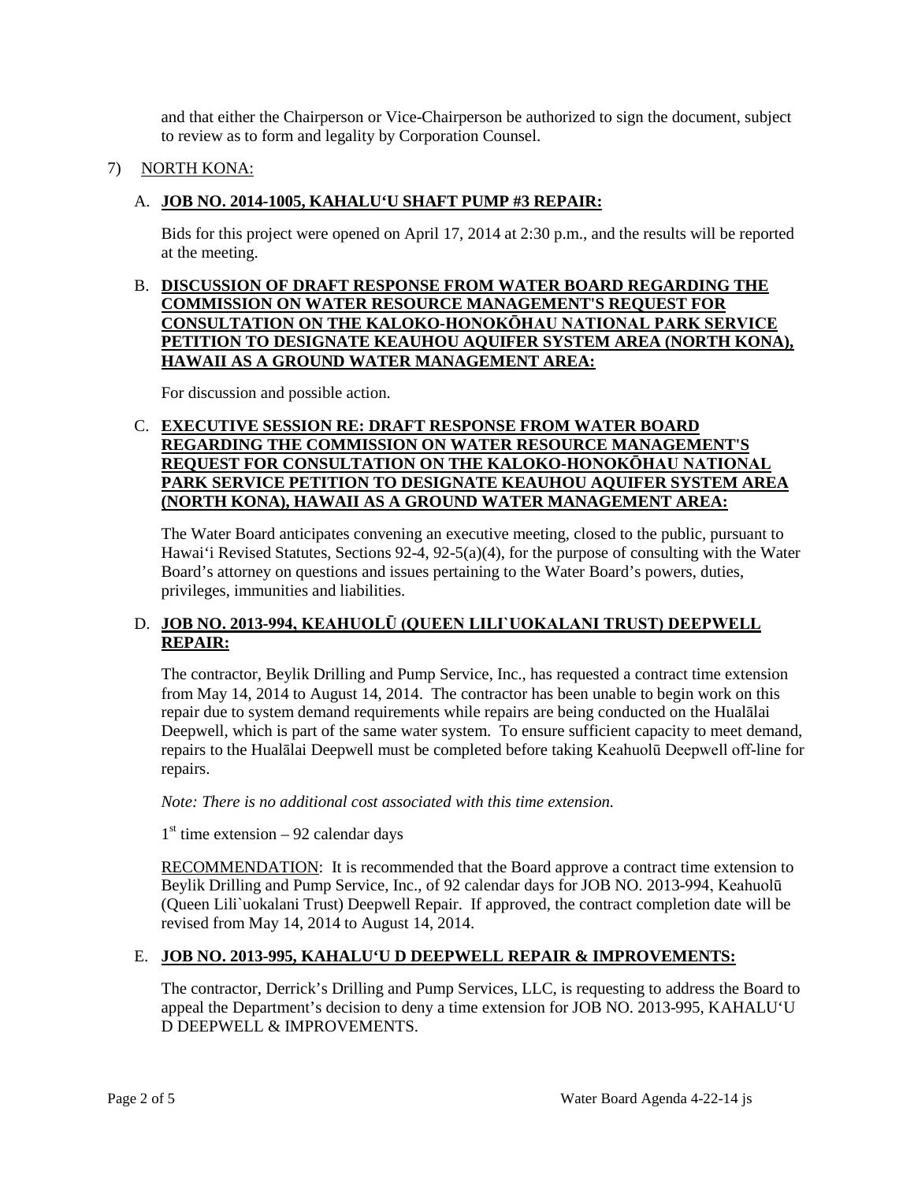and that either the Chairperson or Vice-Chairperson be authorized to sign the document, subject to review as to form and legality by Corporation Counsel.

7) <u>NORTH KONA:</u>

A. **<u>JOB NO. 2014-1005, KAHALUʻU SHAFT PUMP #3 REPAIR:</u>**

Bids for this project were opened on April 17, 2014 at 2:30 p.m., and the results will be reported at the meeting.

B. **<u>DISCUSSION OF DRAFT RESPONSE FROM WATER BOARD REGARDING THE COMMISSION ON WATER RESOURCE MANAGEMENT'S REQUEST FOR CONSULTATION ON THE KALOKO-HONOKŌHAU NATIONAL PARK SERVICE PETITION TO DESIGNATE KEAUHOU AQUIFER SYSTEM AREA (NORTH KONA), HAWAII AS A GROUND WATER MANAGEMENT AREA:</u>**

For discussion and possible action.

C. **<u>EXECUTIVE SESSION RE: DRAFT RESPONSE FROM WATER BOARD REGARDING THE COMMISSION ON WATER RESOURCE MANAGEMENT'S REQUEST FOR CONSULTATION ON THE KALOKO-HONOKŌHAU NATIONAL PARK SERVICE PETITION TO DESIGNATE KEAUHOU AQUIFER SYSTEM AREA (NORTH KONA), HAWAII AS A GROUND WATER MANAGEMENT AREA:</u>**

The Water Board anticipates convening an executive meeting, closed to the public, pursuant to Hawaiʻi Revised Statutes, Sections 92-4, 92-5(a)(4), for the purpose of consulting with the Water Board's attorney on questions and issues pertaining to the Water Board's powers, duties, privileges, immunities and liabilities.

D. **<u>JOB NO. 2013-994, KEAHUOLŪ (QUEEN LILI`UOKALANI TRUST) DEEPWELL REPAIR:</u>**

The contractor, Beylik Drilling and Pump Service, Inc., has requested a contract time extension from May 14, 2014 to August 14, 2014. The contractor has been unable to begin work on this repair due to system demand requirements while repairs are being conducted on the Hualālai Deepwell, which is part of the same water system. To ensure sufficient capacity to meet demand, repairs to the Hualālai Deepwell must be completed before taking Keahuolū Deepwell off-line for repairs.

*Note: There is no additional cost associated with this time extension.*

1st time extension – 92 calendar days

<u>RECOMMENDATION</u>: It is recommended that the Board approve a contract time extension to Beylik Drilling and Pump Service, Inc., of 92 calendar days for JOB NO. 2013-994, Keahuolū (Queen Lili`uokalani Trust) Deepwell Repair. If approved, the contract completion date will be revised from May 14, 2014 to August 14, 2014.

E. **<u>JOB NO. 2013-995, KAHALUʻU D DEEPWELL REPAIR & IMPROVEMENTS:</u>**

The contractor, Derrick's Drilling and Pump Services, LLC, is requesting to address the Board to appeal the Department's decision to deny a time extension for JOB NO. 2013-995, KAHALUʻU D DEEPWELL & IMPROVEMENTS.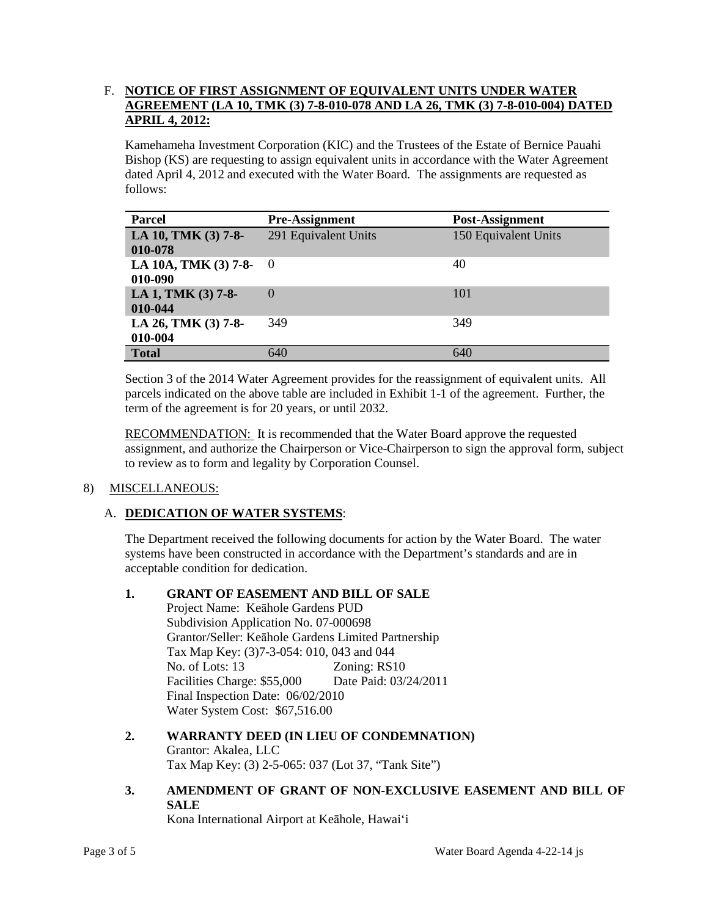F. **NOTICE OF FIRST ASSIGNMENT OF EQUIVALENT UNITS UNDER WATER AGREEMENT (LA 10, TMK (3) 7-8-010-078 AND LA 26, TMK (3) 7-8-010-004) DATED APRIL 4, 2012:**

Kamehameha Investment Corporation (KIC) and the Trustees of the Estate of Bernice Pauahi Bishop (KS) are requesting to assign equivalent units in accordance with the Water Agreement dated April 4, 2012 and executed with the Water Board. The assignments are requested as follows:

| Parcel | Pre-Assignment | Post-Assignment |
|---|---|---|
| **LA 10, TMK (3) 7-8-010-078** | 291 Equivalent Units | 150 Equivalent Units |
| **LA 10A, TMK (3) 7-8-010-090** | 0 | 40 |
| **LA 1, TMK (3) 7-8-010-044** | 0 | 101 |
| **LA 26, TMK (3) 7-8-010-004** | 349 | 349 |
| **Total** | 640 | 640 |

Section 3 of the 2014 Water Agreement provides for the reassignment of equivalent units. All parcels indicated on the above table are included in Exhibit 1-1 of the agreement. Further, the term of the agreement is for 20 years, or until 2032.

RECOMMENDATION: It is recommended that the Water Board approve the requested assignment, and authorize the Chairperson or Vice-Chairperson to sign the approval form, subject to review as to form and legality by Corporation Counsel.

8) MISCELLANEOUS:

A. **DEDICATION OF WATER SYSTEMS**:

The Department received the following documents for action by the Water Board. The water systems have been constructed in accordance with the Department's standards and are in acceptable condition for dedication.

1. **GRANT OF EASEMENT AND BILL OF SALE**
   Project Name: Keāhole Gardens PUD
   Subdivision Application No. 07-000698
   Grantor/Seller: Keāhole Gardens Limited Partnership
   Tax Map Key: (3)7-3-054: 010, 043 and 044
   No. of Lots: 13 Zoning: RS10
   Facilities Charge: $55,000 Date Paid: 03/24/2011
   Final Inspection Date: 06/02/2010
   Water System Cost: $67,516.00

2. **WARRANTY DEED (IN LIEU OF CONDEMNATION)**
   Grantor: Akalea, LLC
   Tax Map Key: (3) 2-5-065: 037 (Lot 37, "Tank Site")

3. **AMENDMENT OF GRANT OF NON-EXCLUSIVE EASEMENT AND BILL OF SALE**
   Kona International Airport at Keāhole, Hawai'i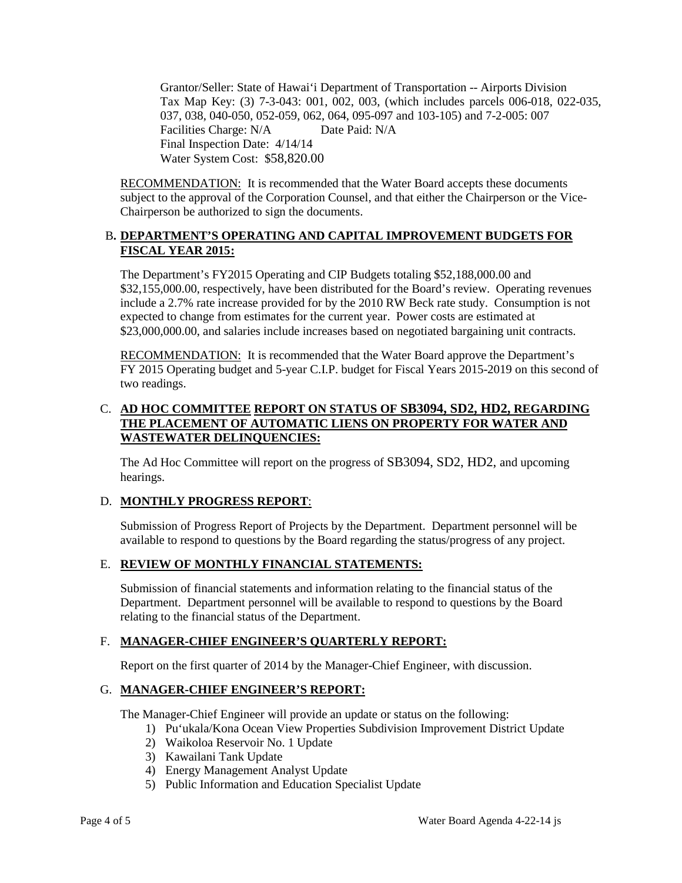Grantor/Seller: State of Hawai'i Department of Transportation -- Airports Division
Tax Map Key: (3) 7-3-043: 001, 002, 003, (which includes parcels 006-018, 022-035, 037, 038, 040-050, 052-059, 062, 064, 095-097 and 103-105) and 7-2-005: 007
Facilities Charge: N/A  Date Paid: N/A
Final Inspection Date: 4/14/14
Water System Cost: $58,820.00

RECOMMENDATION: It is recommended that the Water Board accepts these documents subject to the approval of the Corporation Counsel, and that either the Chairperson or the Vice-Chairperson be authorized to sign the documents.

## B. DEPARTMENT'S OPERATING AND CAPITAL IMPROVEMENT BUDGETS FOR FISCAL YEAR 2015:

The Department's FY2015 Operating and CIP Budgets totaling $52,188,000.00 and $32,155,000.00, respectively, have been distributed for the Board's review. Operating revenues include a 2.7% rate increase provided for by the 2010 RW Beck rate study. Consumption is not expected to change from estimates for the current year. Power costs are estimated at $23,000,000.00, and salaries include increases based on negotiated bargaining unit contracts.

RECOMMENDATION: It is recommended that the Water Board approve the Department's FY 2015 Operating budget and 5-year C.I.P. budget for Fiscal Years 2015-2019 on this second of two readings.

## C. AD HOC COMMITTEE REPORT ON STATUS OF SB3094, SD2, HD2, REGARDING THE PLACEMENT OF AUTOMATIC LIENS ON PROPERTY FOR WATER AND WASTEWATER DELINQUENCIES:

The Ad Hoc Committee will report on the progress of SB3094, SD2, HD2, and upcoming hearings.

## D. MONTHLY PROGRESS REPORT:

Submission of Progress Report of Projects by the Department. Department personnel will be available to respond to questions by the Board regarding the status/progress of any project.

## E. REVIEW OF MONTHLY FINANCIAL STATEMENTS:

Submission of financial statements and information relating to the financial status of the Department. Department personnel will be available to respond to questions by the Board relating to the financial status of the Department.

## F. MANAGER-CHIEF ENGINEER'S QUARTERLY REPORT:

Report on the first quarter of 2014 by the Manager-Chief Engineer, with discussion.

## G. MANAGER-CHIEF ENGINEER'S REPORT:

The Manager-Chief Engineer will provide an update or status on the following:

1) Pu'ukala/Kona Ocean View Properties Subdivision Improvement District Update
2) Waikoloa Reservoir No. 1 Update
3) Kawailani Tank Update
4) Energy Management Analyst Update
5) Public Information and Education Specialist Update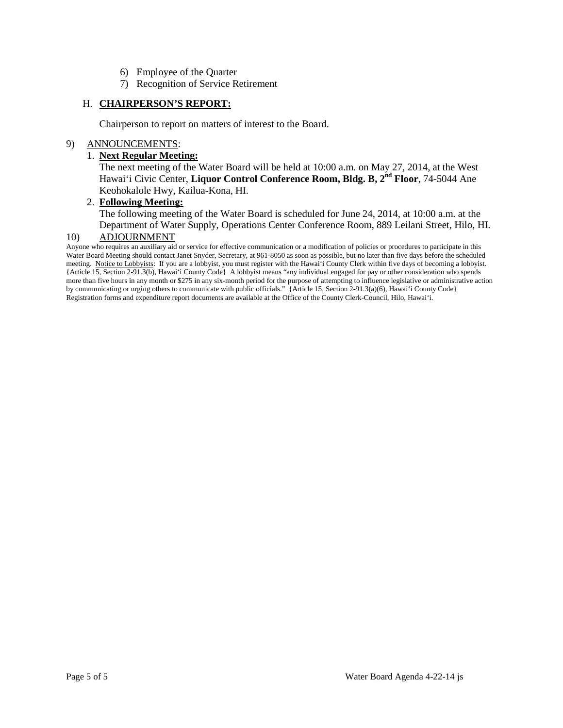6) Employee of the Quarter
7) Recognition of Service Retirement

H. **CHAIRPERSON'S REPORT:**

Chairperson to report on matters of interest to the Board.

9) ANNOUNCEMENTS:

1. **Next Regular Meeting:**
   The next meeting of the Water Board will be held at 10:00 a.m. on May 27, 2014, at the West Hawai'i Civic Center, **Liquor Control Conference Room, Bldg. B, 2nd Floor**, 74-5044 Ane Keohokalole Hwy, Kailua-Kona, HI.

2. **Following Meeting:**
   The following meeting of the Water Board is scheduled for June 24, 2014, at 10:00 a.m. at the Department of Water Supply, Operations Center Conference Room, 889 Leilani Street, Hilo, HI.

10) ADJOURNMENT

Anyone who requires an auxiliary aid or service for effective communication or a modification of policies or procedures to participate in this Water Board Meeting should contact Janet Snyder, Secretary, at 961-8050 as soon as possible, but no later than five days before the scheduled meeting. Notice to Lobbyists: If you are a lobbyist, you must register with the Hawai'i County Clerk within five days of becoming a lobbyist. {Article 15, Section 2-91.3(b), Hawai'i County Code} A lobbyist means "any individual engaged for pay or other consideration who spends more than five hours in any month or $275 in any six-month period for the purpose of attempting to influence legislative or administrative action by communicating or urging others to communicate with public officials." {Article 15, Section 2-91.3(a)(6), Hawai'i County Code} Registration forms and expenditure report documents are available at the Office of the County Clerk-Council, Hilo, Hawai'i.